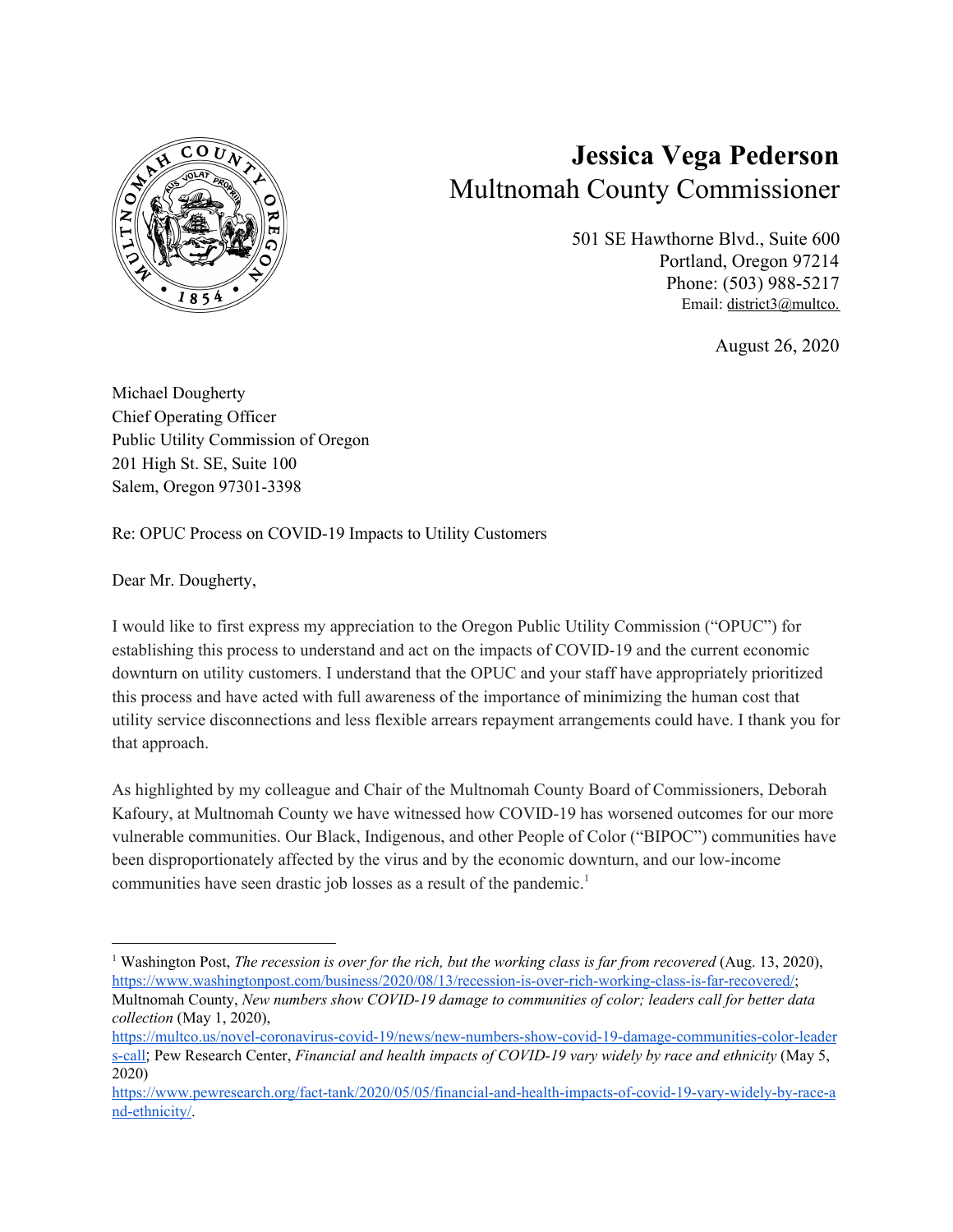# Jessica Vega Pederson

## Multnomah County Commissioner

501 SE Hawthorne Blvd., Suite 600
Portland, Oregon 97214
Phone: (503) 988-5217
Email: district3@multco.

August 26, 2020

Michael Dougherty
Chief Operating Officer
Public Utility Commission of Oregon
201 High St. SE, Suite 100
Salem, Oregon 97301-3398

Re: OPUC Process on COVID-19 Impacts to Utility Customers

Dear Mr. Dougherty,

I would like to first express my appreciation to the Oregon Public Utility Commission ("OPUC") for establishing this process to understand and act on the impacts of COVID-19 and the current economic downturn on utility customers. I understand that the OPUC and your staff have appropriately prioritized this process and have acted with full awareness of the importance of minimizing the human cost that utility service disconnections and less flexible arrears repayment arrangements could have. I thank you for that approach.

As highlighted by my colleague and Chair of the Multnomah County Board of Commissioners, Deborah Kafoury, at Multnomah County we have witnessed how COVID-19 has worsened outcomes for our more vulnerable communities. Our Black, Indigenous, and other People of Color ("BIPOC") communities have been disproportionately affected by the virus and by the economic downturn, and our low-income communities have seen drastic job losses as a result of the pandemic.[1]

---

[1] Washington Post, *The recession is over for the rich, but the working class is far from recovered* (Aug. 13, 2020), https://www.washingtonpost.com/business/2020/08/13/recession-is-over-rich-working-class-is-far-recovered/; Multnomah County, *New numbers show COVID-19 damage to communities of color; leaders call for better data collection* (May 1, 2020), https://multco.us/novel-coronavirus-covid-19/news/new-numbers-show-covid-19-damage-communities-color-leaders-call; Pew Research Center, *Financial and health impacts of COVID-19 vary widely by race and ethnicity* (May 5, 2020) https://www.pewresearch.org/fact-tank/2020/05/05/financial-and-health-impacts-of-covid-19-vary-widely-by-race-and-ethnicity/.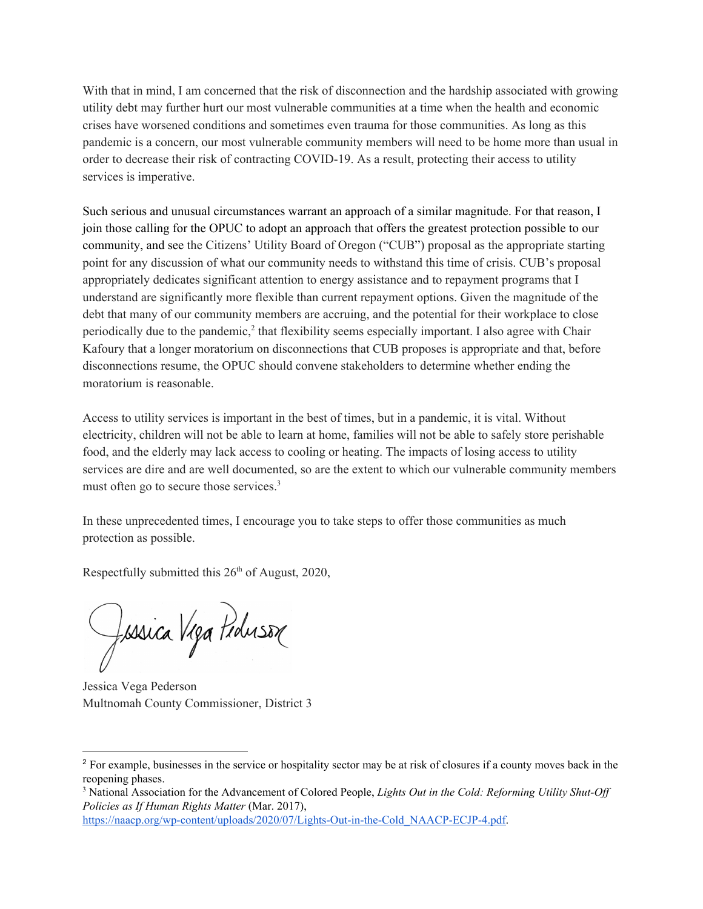With that in mind, I am concerned that the risk of disconnection and the hardship associated with growing utility debt may further hurt our most vulnerable communities at a time when the health and economic crises have worsened conditions and sometimes even trauma for those communities. As long as this pandemic is a concern, our most vulnerable community members will need to be home more than usual in order to decrease their risk of contracting COVID-19. As a result, protecting their access to utility services is imperative.

Such serious and unusual circumstances warrant an approach of a similar magnitude. For that reason, I join those calling for the OPUC to adopt an approach that offers the greatest protection possible to our community, and see the Citizens' Utility Board of Oregon ("CUB") proposal as the appropriate starting point for any discussion of what our community needs to withstand this time of crisis. CUB's proposal appropriately dedicates significant attention to energy assistance and to repayment programs that I understand are significantly more flexible than current repayment options. Given the magnitude of the debt that many of our community members are accruing, and the potential for their workplace to close periodically due to the pandemic,[2] that flexibility seems especially important. I also agree with Chair Kafoury that a longer moratorium on disconnections that CUB proposes is appropriate and that, before disconnections resume, the OPUC should convene stakeholders to determine whether ending the moratorium is reasonable.

Access to utility services is important in the best of times, but in a pandemic, it is vital. Without electricity, children will not be able to learn at home, families will not be able to safely store perishable food, and the elderly may lack access to cooling or heating. The impacts of losing access to utility services are dire and are well documented, so are the extent to which our vulnerable community members must often go to secure those services.[3]

In these unprecedented times, I encourage you to take steps to offer those communities as much protection as possible.

Respectfully submitted this 26th of August, 2020,

Jessica Vega Pederson

Jessica Vega Pederson
Multnomah County Commissioner, District 3

---

[2] For example, businesses in the service or hospitality sector may be at risk of closures if a county moves back in the reopening phases.

[3] National Association for the Advancement of Colored People, *Lights Out in the Cold: Reforming Utility Shut-Off Policies as If Human Rights Matter* (Mar. 2017), https://naacp.org/wp-content/uploads/2020/07/Lights-Out-in-the-Cold_NAACP-ECJP-4.pdf.